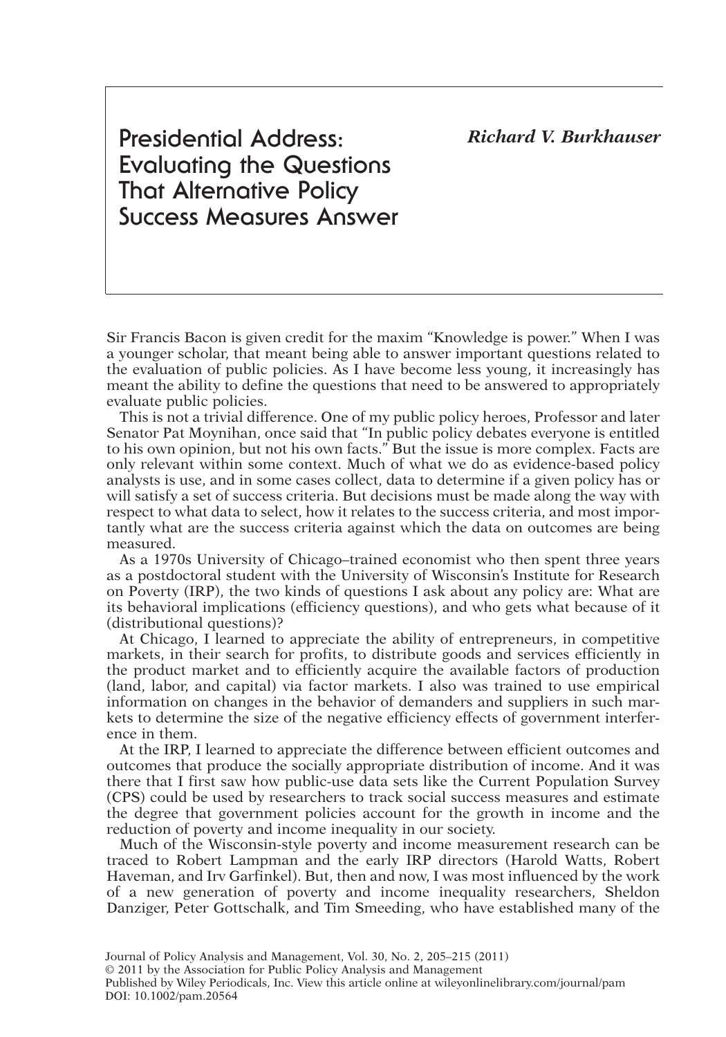# Presidential Address: Evaluating the Questions That Alternative Policy Success Measures Answer

***Richard V. Burkhauser***

Sir Francis Bacon is given credit for the maxim "Knowledge is power." When I was a younger scholar, that meant being able to answer important questions related to the evaluation of public policies. As I have become less young, it increasingly has meant the ability to define the questions that need to be answered to appropriately evaluate public policies.

This is not a trivial difference. One of my public policy heroes, Professor and later Senator Pat Moynihan, once said that "In public policy debates everyone is entitled to his own opinion, but not his own facts." But the issue is more complex. Facts are only relevant within some context. Much of what we do as evidence-based policy analysts is use, and in some cases collect, data to determine if a given policy has or will satisfy a set of success criteria. But decisions must be made along the way with respect to what data to select, how it relates to the success criteria, and most importantly what are the success criteria against which the data on outcomes are being measured.

As a 1970s University of Chicago–trained economist who then spent three years as a postdoctoral student with the University of Wisconsin's Institute for Research on Poverty (IRP), the two kinds of questions I ask about any policy are: What are its behavioral implications (efficiency questions), and who gets what because of it (distributional questions)?

At Chicago, I learned to appreciate the ability of entrepreneurs, in competitive markets, in their search for profits, to distribute goods and services efficiently in the product market and to efficiently acquire the available factors of production (land, labor, and capital) via factor markets. I also was trained to use empirical information on changes in the behavior of demanders and suppliers in such markets to determine the size of the negative efficiency effects of government interference in them.

At the IRP, I learned to appreciate the difference between efficient outcomes and outcomes that produce the socially appropriate distribution of income. And it was there that I first saw how public-use data sets like the Current Population Survey (CPS) could be used by researchers to track social success measures and estimate the degree that government policies account for the growth in income and the reduction of poverty and income inequality in our society.

Much of the Wisconsin-style poverty and income measurement research can be traced to Robert Lampman and the early IRP directors (Harold Watts, Robert Haveman, and Irv Garfinkel). But, then and now, I was most influenced by the work of a new generation of poverty and income inequality researchers, Sheldon Danziger, Peter Gottschalk, and Tim Smeeding, who have established many of the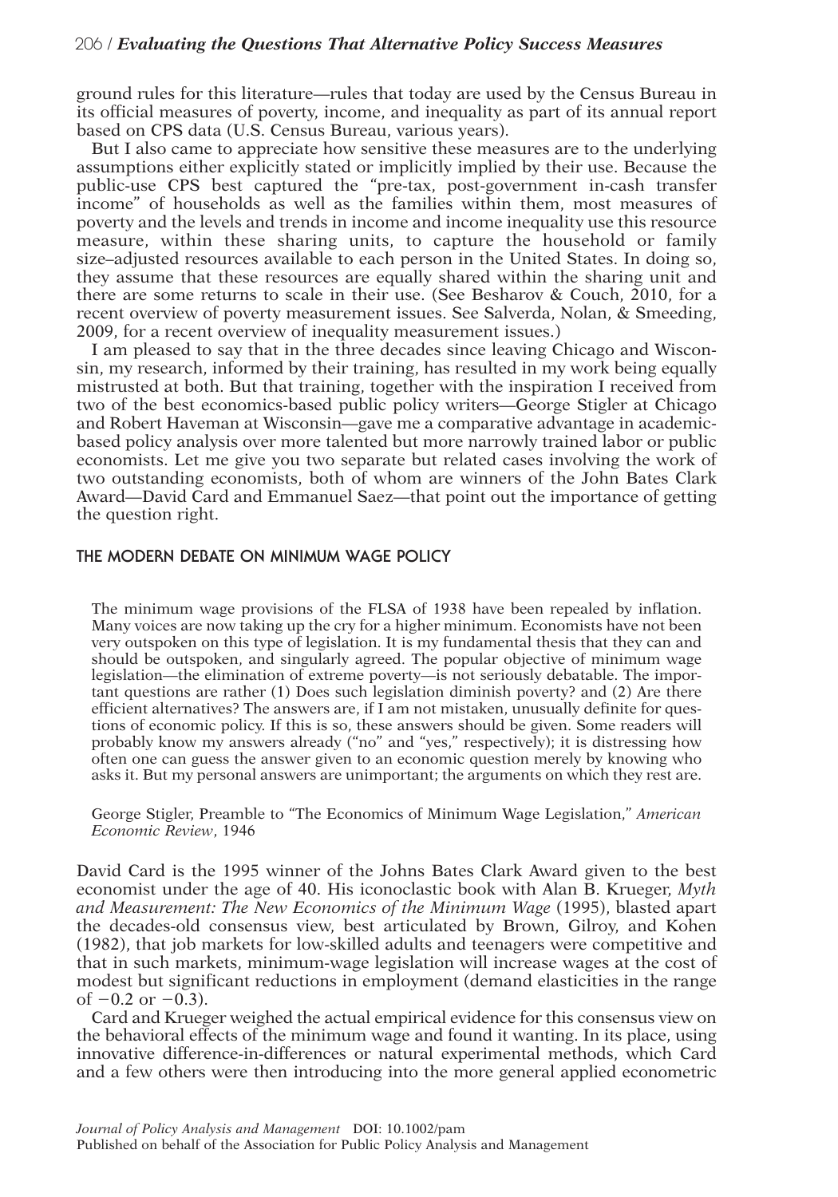ground rules for this literature—rules that today are used by the Census Bureau in its official measures of poverty, income, and inequality as part of its annual report based on CPS data (U.S. Census Bureau, various years).

But I also came to appreciate how sensitive these measures are to the underlying assumptions either explicitly stated or implicitly implied by their use. Because the public-use CPS best captured the "pre-tax, post-government in-cash transfer income" of households as well as the families within them, most measures of poverty and the levels and trends in income and income inequality use this resource measure, within these sharing units, to capture the household or family size–adjusted resources available to each person in the United States. In doing so, they assume that these resources are equally shared within the sharing unit and there are some returns to scale in their use. (See Besharov & Couch, 2010, for a recent overview of poverty measurement issues. See Salverda, Nolan, & Smeeding, 2009, for a recent overview of inequality measurement issues.)

I am pleased to say that in the three decades since leaving Chicago and Wisconsin, my research, informed by their training, has resulted in my work being equally mistrusted at both. But that training, together with the inspiration I received from two of the best economics-based public policy writers—George Stigler at Chicago and Robert Haveman at Wisconsin—gave me a comparative advantage in academic-based policy analysis over more talented but more narrowly trained labor or public economists. Let me give you two separate but related cases involving the work of two outstanding economists, both of whom are winners of the John Bates Clark Award—David Card and Emmanuel Saez—that point out the importance of getting the question right.

## THE MODERN DEBATE ON MINIMUM WAGE POLICY

> The minimum wage provisions of the FLSA of 1938 have been repealed by inflation. Many voices are now taking up the cry for a higher minimum. Economists have not been very outspoken on this type of legislation. It is my fundamental thesis that they can and should be outspoken, and singularly agreed. The popular objective of minimum wage legislation—the elimination of extreme poverty—is not seriously debatable. The important questions are rather (1) Does such legislation diminish poverty? and (2) Are there efficient alternatives? The answers are, if I am not mistaken, unusually definite for questions of economic policy. If this is so, these answers should be given. Some readers will probably know my answers already ("no" and "yes," respectively); it is distressing how often one can guess the answer given to an economic question merely by knowing who asks it. But my personal answers are unimportant; the arguments on which they rest are.
>
> George Stigler, Preamble to "The Economics of Minimum Wage Legislation," *American Economic Review*, 1946

David Card is the 1995 winner of the Johns Bates Clark Award given to the best economist under the age of 40. His iconoclastic book with Alan B. Krueger, *Myth and Measurement: The New Economics of the Minimum Wage* (1995), blasted apart the decades-old consensus view, best articulated by Brown, Gilroy, and Kohen (1982), that job markets for low-skilled adults and teenagers were competitive and that in such markets, minimum-wage legislation will increase wages at the cost of modest but significant reductions in employment (demand elasticities in the range of $-0.2$ or $-0.3$).

Card and Krueger weighed the actual empirical evidence for this consensus view on the behavioral effects of the minimum wage and found it wanting. In its place, using innovative difference-in-differences or natural experimental methods, which Card and a few others were then introducing into the more general applied econometric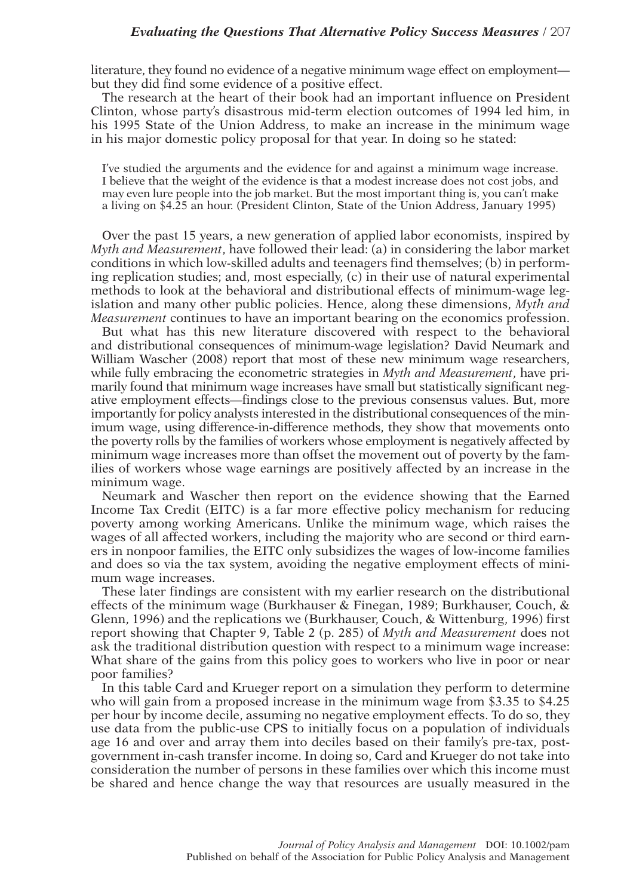literature, they found no evidence of a negative minimum wage effect on employment—but they did find some evidence of a positive effect.

The research at the heart of their book had an important influence on President Clinton, whose party's disastrous mid-term election outcomes of 1994 led him, in his 1995 State of the Union Address, to make an increase in the minimum wage in his major domestic policy proposal for that year. In doing so he stated:

> I've studied the arguments and the evidence for and against a minimum wage increase. I believe that the weight of the evidence is that a modest increase does not cost jobs, and may even lure people into the job market. But the most important thing is, you can't make a living on $4.25 an hour. (President Clinton, State of the Union Address, January 1995)

Over the past 15 years, a new generation of applied labor economists, inspired by *Myth and Measurement*, have followed their lead: (a) in considering the labor market conditions in which low-skilled adults and teenagers find themselves; (b) in performing replication studies; and, most especially, (c) in their use of natural experimental methods to look at the behavioral and distributional effects of minimum-wage legislation and many other public policies. Hence, along these dimensions, *Myth and Measurement* continues to have an important bearing on the economics profession.

But what has this new literature discovered with respect to the behavioral and distributional consequences of minimum-wage legislation? David Neumark and William Wascher (2008) report that most of these new minimum wage researchers, while fully embracing the econometric strategies in *Myth and Measurement*, have primarily found that minimum wage increases have small but statistically significant negative employment effects—findings close to the previous consensus values. But, more importantly for policy analysts interested in the distributional consequences of the minimum wage, using difference-in-difference methods, they show that movements onto the poverty rolls by the families of workers whose employment is negatively affected by minimum wage increases more than offset the movement out of poverty by the families of workers whose wage earnings are positively affected by an increase in the minimum wage.

Neumark and Wascher then report on the evidence showing that the Earned Income Tax Credit (EITC) is a far more effective policy mechanism for reducing poverty among working Americans. Unlike the minimum wage, which raises the wages of all affected workers, including the majority who are second or third earners in nonpoor families, the EITC only subsidizes the wages of low-income families and does so via the tax system, avoiding the negative employment effects of minimum wage increases.

These later findings are consistent with my earlier research on the distributional effects of the minimum wage (Burkhauser & Finegan, 1989; Burkhauser, Couch, & Glenn, 1996) and the replications we (Burkhauser, Couch, & Wittenburg, 1996) first report showing that Chapter 9, Table 2 (p. 285) of *Myth and Measurement* does not ask the traditional distribution question with respect to a minimum wage increase: What share of the gains from this policy goes to workers who live in poor or near poor families?

In this table Card and Krueger report on a simulation they perform to determine who will gain from a proposed increase in the minimum wage from $3.35 to $4.25 per hour by income decile, assuming no negative employment effects. To do so, they use data from the public-use CPS to initially focus on a population of individuals age 16 and over and array them into deciles based on their family's pre-tax, post-government in-cash transfer income. In doing so, Card and Krueger do not take into consideration the number of persons in these families over which this income must be shared and hence change the way that resources are usually measured in the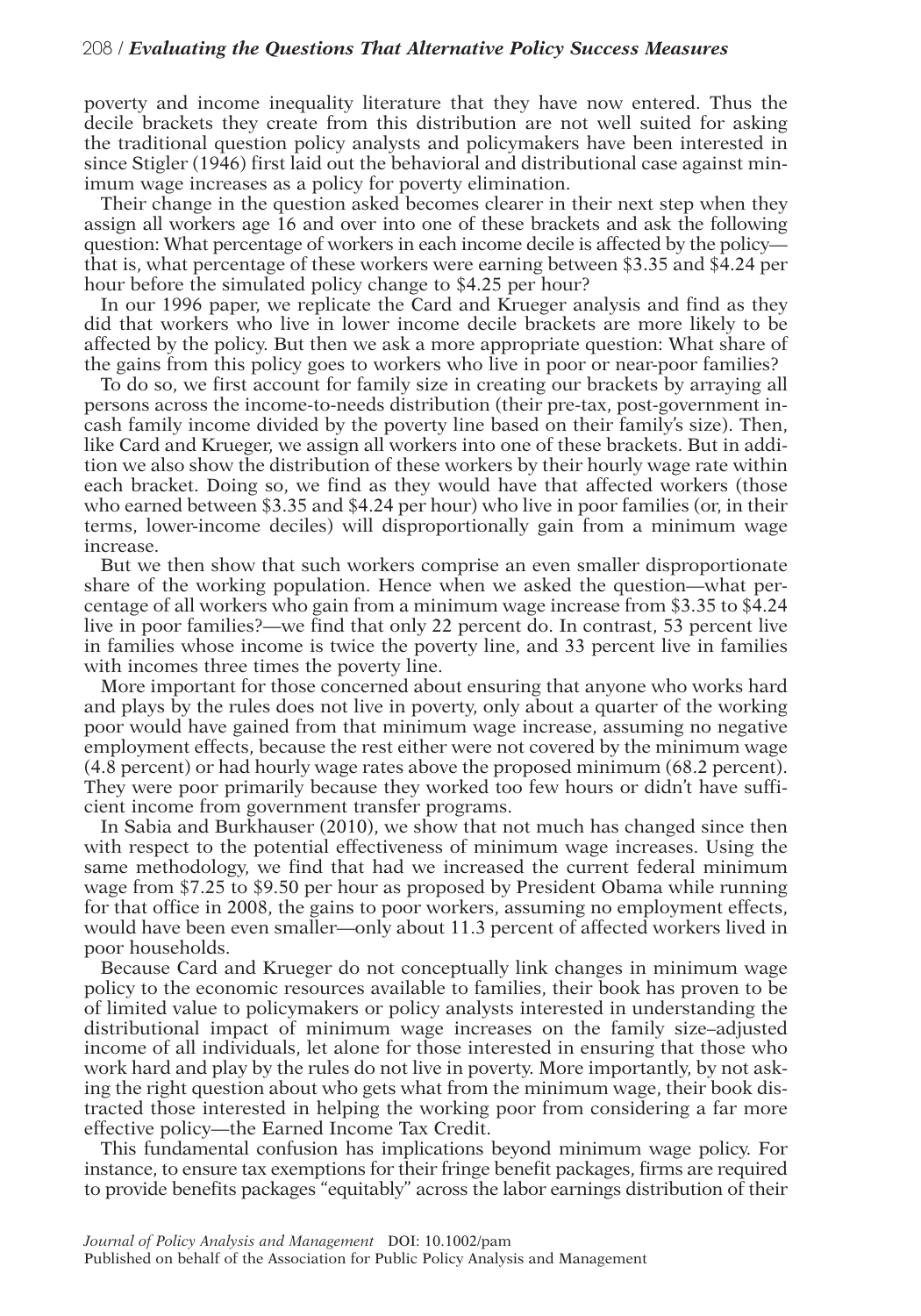poverty and income inequality literature that they have now entered. Thus the decile brackets they create from this distribution are not well suited for asking the traditional question policy analysts and policymakers have been interested in since Stigler (1946) first laid out the behavioral and distributional case against minimum wage increases as a policy for poverty elimination.

Their change in the question asked becomes clearer in their next step when they assign all workers age 16 and over into one of these brackets and ask the following question: What percentage of workers in each income decile is affected by the policy—that is, what percentage of these workers were earning between $3.35 and $4.24 per hour before the simulated policy change to $4.25 per hour?

In our 1996 paper, we replicate the Card and Krueger analysis and find as they did that workers who live in lower income decile brackets are more likely to be affected by the policy. But then we ask a more appropriate question: What share of the gains from this policy goes to workers who live in poor or near-poor families?

To do so, we first account for family size in creating our brackets by arraying all persons across the income-to-needs distribution (their pre-tax, post-government in-cash family income divided by the poverty line based on their family's size). Then, like Card and Krueger, we assign all workers into one of these brackets. But in addition we also show the distribution of these workers by their hourly wage rate within each bracket. Doing so, we find as they would have that affected workers (those who earned between $3.35 and $4.24 per hour) who live in poor families (or, in their terms, lower-income deciles) will disproportionally gain from a minimum wage increase.

But we then show that such workers comprise an even smaller disproportionate share of the working population. Hence when we asked the question—what percentage of all workers who gain from a minimum wage increase from $3.35 to $4.24 live in poor families?—we find that only 22 percent do. In contrast, 53 percent live in families whose income is twice the poverty line, and 33 percent live in families with incomes three times the poverty line.

More important for those concerned about ensuring that anyone who works hard and plays by the rules does not live in poverty, only about a quarter of the working poor would have gained from that minimum wage increase, assuming no negative employment effects, because the rest either were not covered by the minimum wage (4.8 percent) or had hourly wage rates above the proposed minimum (68.2 percent). They were poor primarily because they worked too few hours or didn't have sufficient income from government transfer programs.

In Sabia and Burkhauser (2010), we show that not much has changed since then with respect to the potential effectiveness of minimum wage increases. Using the same methodology, we find that had we increased the current federal minimum wage from $7.25 to $9.50 per hour as proposed by President Obama while running for that office in 2008, the gains to poor workers, assuming no employment effects, would have been even smaller—only about 11.3 percent of affected workers lived in poor households.

Because Card and Krueger do not conceptually link changes in minimum wage policy to the economic resources available to families, their book has proven to be of limited value to policymakers or policy analysts interested in understanding the distributional impact of minimum wage increases on the family size–adjusted income of all individuals, let alone for those interested in ensuring that those who work hard and play by the rules do not live in poverty. More importantly, by not asking the right question about who gets what from the minimum wage, their book distracted those interested in helping the working poor from considering a far more effective policy—the Earned Income Tax Credit.

This fundamental confusion has implications beyond minimum wage policy. For instance, to ensure tax exemptions for their fringe benefit packages, firms are required to provide benefits packages "equitably" across the labor earnings distribution of their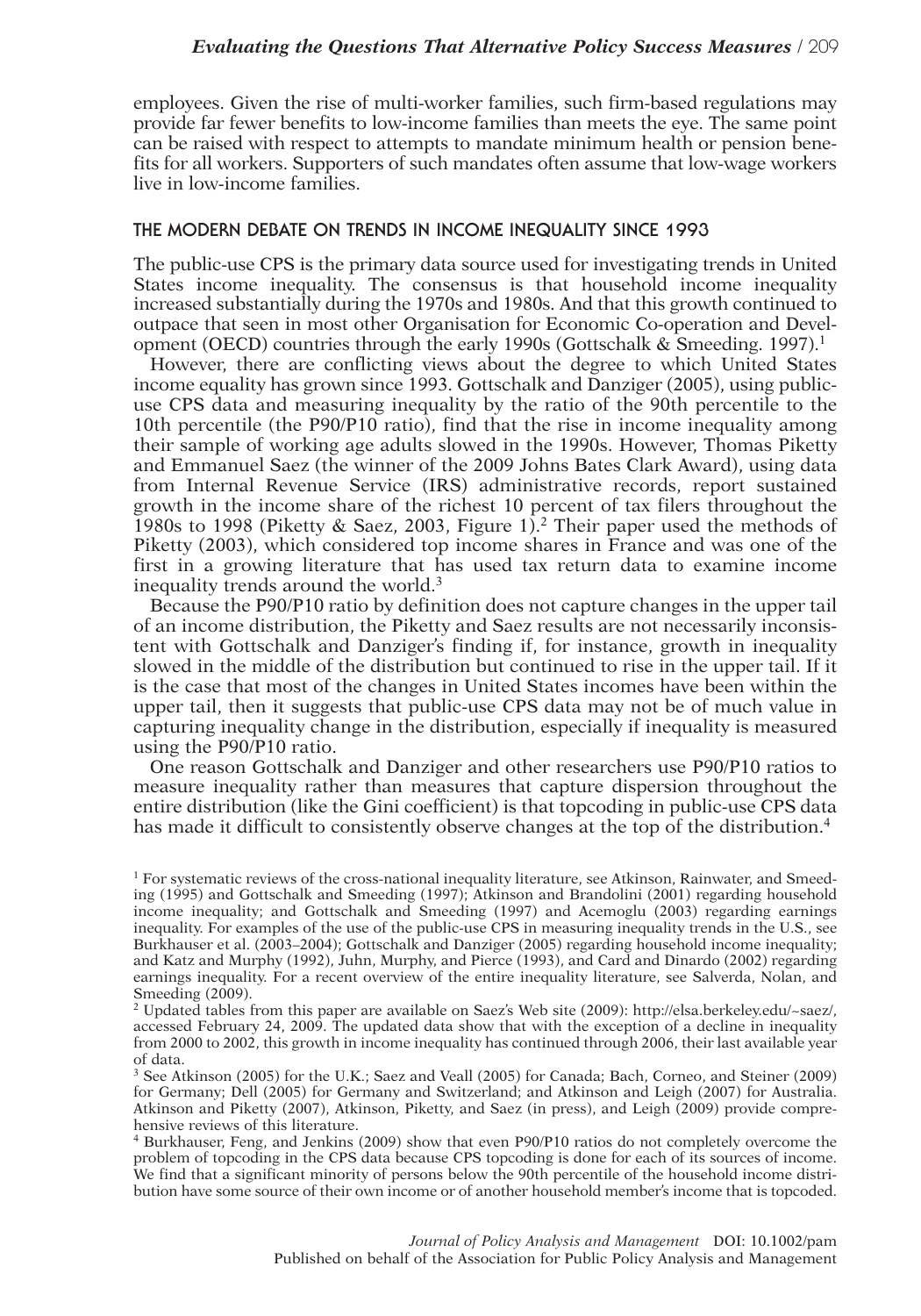employees. Given the rise of multi-worker families, such firm-based regulations may provide far fewer benefits to low-income families than meets the eye. The same point can be raised with respect to attempts to mandate minimum health or pension benefits for all workers. Supporters of such mandates often assume that low-wage workers live in low-income families.

## THE MODERN DEBATE ON TRENDS IN INCOME INEQUALITY SINCE 1993

The public-use CPS is the primary data source used for investigating trends in United States income inequality. The consensus is that household income inequality increased substantially during the 1970s and 1980s. And that this growth continued to outpace that seen in most other Organisation for Economic Co-operation and Development (OECD) countries through the early 1990s (Gottschalk & Smeeding. 1997).[1]

However, there are conflicting views about the degree to which United States income equality has grown since 1993. Gottschalk and Danziger (2005), using public-use CPS data and measuring inequality by the ratio of the 90th percentile to the 10th percentile (the P90/P10 ratio), find that the rise in income inequality among their sample of working age adults slowed in the 1990s. However, Thomas Piketty and Emmanuel Saez (the winner of the 2009 Johns Bates Clark Award), using data from Internal Revenue Service (IRS) administrative records, report sustained growth in the income share of the richest 10 percent of tax filers throughout the 1980s to 1998 (Piketty & Saez, 2003, Figure 1).[2] Their paper used the methods of Piketty (2003), which considered top income shares in France and was one of the first in a growing literature that has used tax return data to examine income inequality trends around the world.[3]

Because the P90/P10 ratio by definition does not capture changes in the upper tail of an income distribution, the Piketty and Saez results are not necessarily inconsistent with Gottschalk and Danziger's finding if, for instance, growth in inequality slowed in the middle of the distribution but continued to rise in the upper tail. If it is the case that most of the changes in United States incomes have been within the upper tail, then it suggests that public-use CPS data may not be of much value in capturing inequality change in the distribution, especially if inequality is measured using the P90/P10 ratio.

One reason Gottschalk and Danziger and other researchers use P90/P10 ratios to measure inequality rather than measures that capture dispersion throughout the entire distribution (like the Gini coefficient) is that topcoding in public-use CPS data has made it difficult to consistently observe changes at the top of the distribution.[4]

---

[1] For systematic reviews of the cross-national inequality literature, see Atkinson, Rainwater, and Smeeding (1995) and Gottschalk and Smeeding (1997); Atkinson and Brandolini (2001) regarding household income inequality; and Gottschalk and Smeeding (1997) and Acemoglu (2003) regarding earnings inequality. For examples of the use of the public-use CPS in measuring inequality trends in the U.S., see Burkhauser et al. (2003–2004); Gottschalk and Danziger (2005) regarding household income inequality; and Katz and Murphy (1992), Juhn, Murphy, and Pierce (1993), and Card and Dinardo (2002) regarding earnings inequality. For a recent overview of the entire inequality literature, see Salverda, Nolan, and Smeeding (2009).

[2] Updated tables from this paper are available on Saez's Web site (2009): http://elsa.berkeley.edu/~saez/, accessed February 24, 2009. The updated data show that with the exception of a decline in inequality from 2000 to 2002, this growth in income inequality has continued through 2006, their last available year of data.

[3] See Atkinson (2005) for the U.K.; Saez and Veall (2005) for Canada; Bach, Corneo, and Steiner (2009) for Germany; Dell (2005) for Germany and Switzerland; and Atkinson and Leigh (2007) for Australia. Atkinson and Piketty (2007), Atkinson, Piketty, and Saez (in press), and Leigh (2009) provide comprehensive reviews of this literature.

[4] Burkhauser, Feng, and Jenkins (2009) show that even P90/P10 ratios do not completely overcome the problem of topcoding in the CPS data because CPS topcoding is done for each of its sources of income. We find that a significant minority of persons below the 90th percentile of the household income distribution have some source of their own income or of another household member's income that is topcoded.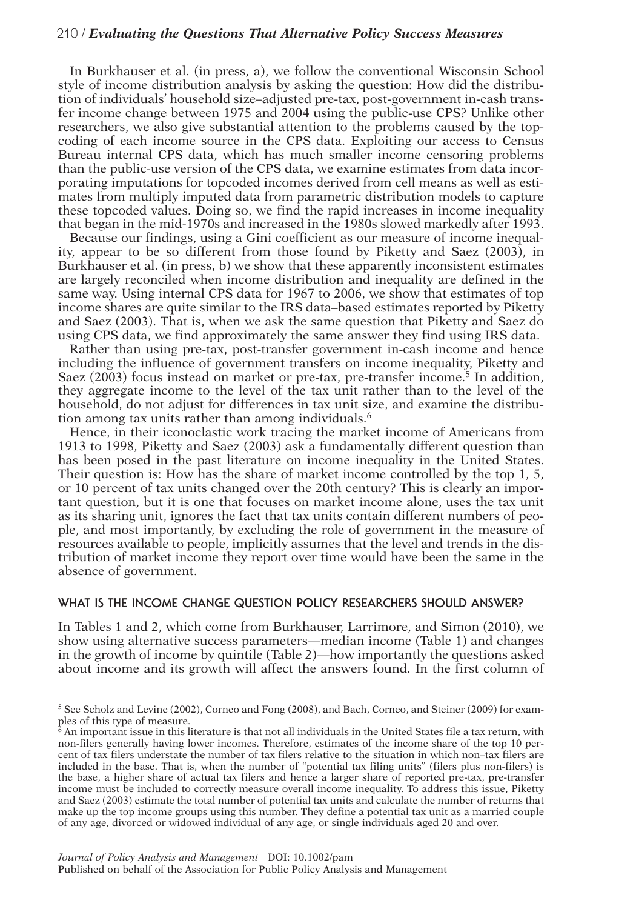In Burkhauser et al. (in press, a), we follow the conventional Wisconsin School style of income distribution analysis by asking the question: How did the distribution of individuals' household size–adjusted pre-tax, post-government in-cash transfer income change between 1975 and 2004 using the public-use CPS? Unlike other researchers, we also give substantial attention to the problems caused by the top-coding of each income source in the CPS data. Exploiting our access to Census Bureau internal CPS data, which has much smaller income censoring problems than the public-use version of the CPS data, we examine estimates from data incorporating imputations for topcoded incomes derived from cell means as well as estimates from multiply imputed data from parametric distribution models to capture these topcoded values. Doing so, we find the rapid increases in income inequality that began in the mid-1970s and increased in the 1980s slowed markedly after 1993.

Because our findings, using a Gini coefficient as our measure of income inequality, appear to be so different from those found by Piketty and Saez (2003), in Burkhauser et al. (in press, b) we show that these apparently inconsistent estimates are largely reconciled when income distribution and inequality are defined in the same way. Using internal CPS data for 1967 to 2006, we show that estimates of top income shares are quite similar to the IRS data–based estimates reported by Piketty and Saez (2003). That is, when we ask the same question that Piketty and Saez do using CPS data, we find approximately the same answer they find using IRS data.

Rather than using pre-tax, post-transfer government in-cash income and hence including the influence of government transfers on income inequality, Piketty and Saez (2003) focus instead on market or pre-tax, pre-transfer income.[5] In addition, they aggregate income to the level of the tax unit rather than to the level of the household, do not adjust for differences in tax unit size, and examine the distribution among tax units rather than among individuals.[6]

Hence, in their iconoclastic work tracing the market income of Americans from 1913 to 1998, Piketty and Saez (2003) ask a fundamentally different question than has been posed in the past literature on income inequality in the United States. Their question is: How has the share of market income controlled by the top 1, 5, or 10 percent of tax units changed over the 20th century? This is clearly an important question, but it is one that focuses on market income alone, uses the tax unit as its sharing unit, ignores the fact that tax units contain different numbers of people, and most importantly, by excluding the role of government in the measure of resources available to people, implicitly assumes that the level and trends in the distribution of market income they report over time would have been the same in the absence of government.

## WHAT IS THE INCOME CHANGE QUESTION POLICY RESEARCHERS SHOULD ANSWER?

In Tables 1 and 2, which come from Burkhauser, Larrimore, and Simon (2010), we show using alternative success parameters—median income (Table 1) and changes in the growth of income by quintile (Table 2)—how importantly the questions asked about income and its growth will affect the answers found. In the first column of

[5] See Scholz and Levine (2002), Corneo and Fong (2008), and Bach, Corneo, and Steiner (2009) for examples of this type of measure.

[6] An important issue in this literature is that not all individuals in the United States file a tax return, with non-filers generally having lower incomes. Therefore, estimates of the income share of the top 10 percent of tax filers understate the number of tax filers relative to the situation in which non–tax filers are included in the base. That is, when the number of "potential tax filing units" (filers plus non-filers) is the base, a higher share of actual tax filers and hence a larger share of reported pre-tax, pre-transfer income must be included to correctly measure overall income inequality. To address this issue, Piketty and Saez (2003) estimate the total number of potential tax units and calculate the number of returns that make up the top income groups using this number. They define a potential tax unit as a married couple of any age, divorced or widowed individual of any age, or single individuals aged 20 and over.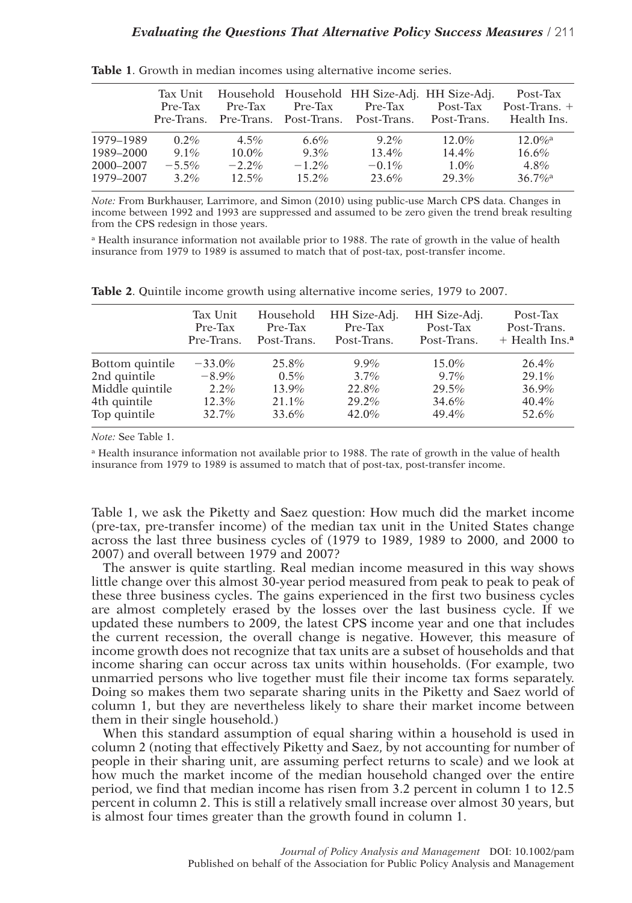**Table 1**. Growth in median incomes using alternative income series.

| | Tax Unit Pre-Tax Pre-Trans. | Household Pre-Tax Pre-Trans. | Household Pre-Tax Post-Trans. | HH Size-Adj. Pre-Tax Post-Trans. | HH Size-Adj. Post-Tax Post-Trans. | Post-Tax Post-Trans. + Health Ins. |
|---|---|---|---|---|---|---|
| 1979–1989 | 0.2% | 4.5% | 6.6% | 9.2% | 12.0% | 12.0%[a] |
| 1989–2000 | 9.1% | 10.0% | 9.3% | 13.4% | 14.4% | 16.6% |
| 2000–2007 | −5.5% | −2.2% | −1.2% | −0.1% | 1.0% | 4.8% |
| 1979–2007 | 3.2% | 12.5% | 15.2% | 23.6% | 29.3% | 36.7%[a] |

*Note:* From Burkhauser, Larrimore, and Simon (2010) using public-use March CPS data. Changes in income between 1992 and 1993 are suppressed and assumed to be zero given the trend break resulting from the CPS redesign in those years.

[a] Health insurance information not available prior to 1988. The rate of growth in the value of health insurance from 1979 to 1989 is assumed to match that of post-tax, post-transfer income.

**Table 2**. Quintile income growth using alternative income series, 1979 to 2007.

| | Tax Unit Pre-Tax Pre-Trans. | Household Pre-Tax Post-Trans. | HH Size-Adj. Pre-Tax Post-Trans. | HH Size-Adj. Post-Tax Post-Trans. | Post-Tax Post-Trans. + Health Ins.[a] |
|---|---|---|---|---|---|
| Bottom quintile | −33.0% | 25.8% | 9.9% | 15.0% | 26.4% |
| 2nd quintile | −8.9% | 0.5% | 3.7% | 9.7% | 29.1% |
| Middle quintile | 2.2% | 13.9% | 22.8% | 29.5% | 36.9% |
| 4th quintile | 12.3% | 21.1% | 29.2% | 34.6% | 40.4% |
| Top quintile | 32.7% | 33.6% | 42.0% | 49.4% | 52.6% |

*Note:* See Table 1.

[a] Health insurance information not available prior to 1988. The rate of growth in the value of health insurance from 1979 to 1989 is assumed to match that of post-tax, post-transfer income.

Table 1, we ask the Piketty and Saez question: How much did the market income (pre-tax, pre-transfer income) of the median tax unit in the United States change across the last three business cycles of (1979 to 1989, 1989 to 2000, and 2000 to 2007) and overall between 1979 and 2007?

The answer is quite startling. Real median income measured in this way shows little change over this almost 30-year period measured from peak to peak to peak of these three business cycles. The gains experienced in the first two business cycles are almost completely erased by the losses over the last business cycle. If we updated these numbers to 2009, the latest CPS income year and one that includes the current recession, the overall change is negative. However, this measure of income growth does not recognize that tax units are a subset of households and that income sharing can occur across tax units within households. (For example, two unmarried persons who live together must file their income tax forms separately. Doing so makes them two separate sharing units in the Piketty and Saez world of column 1, but they are nevertheless likely to share their market income between them in their single household.)

When this standard assumption of equal sharing within a household is used in column 2 (noting that effectively Piketty and Saez, by not accounting for number of people in their sharing unit, are assuming perfect returns to scale) and we look at how much the market income of the median household changed over the entire period, we find that median income has risen from 3.2 percent in column 1 to 12.5 percent in column 2. This is still a relatively small increase over almost 30 years, but is almost four times greater than the growth found in column 1.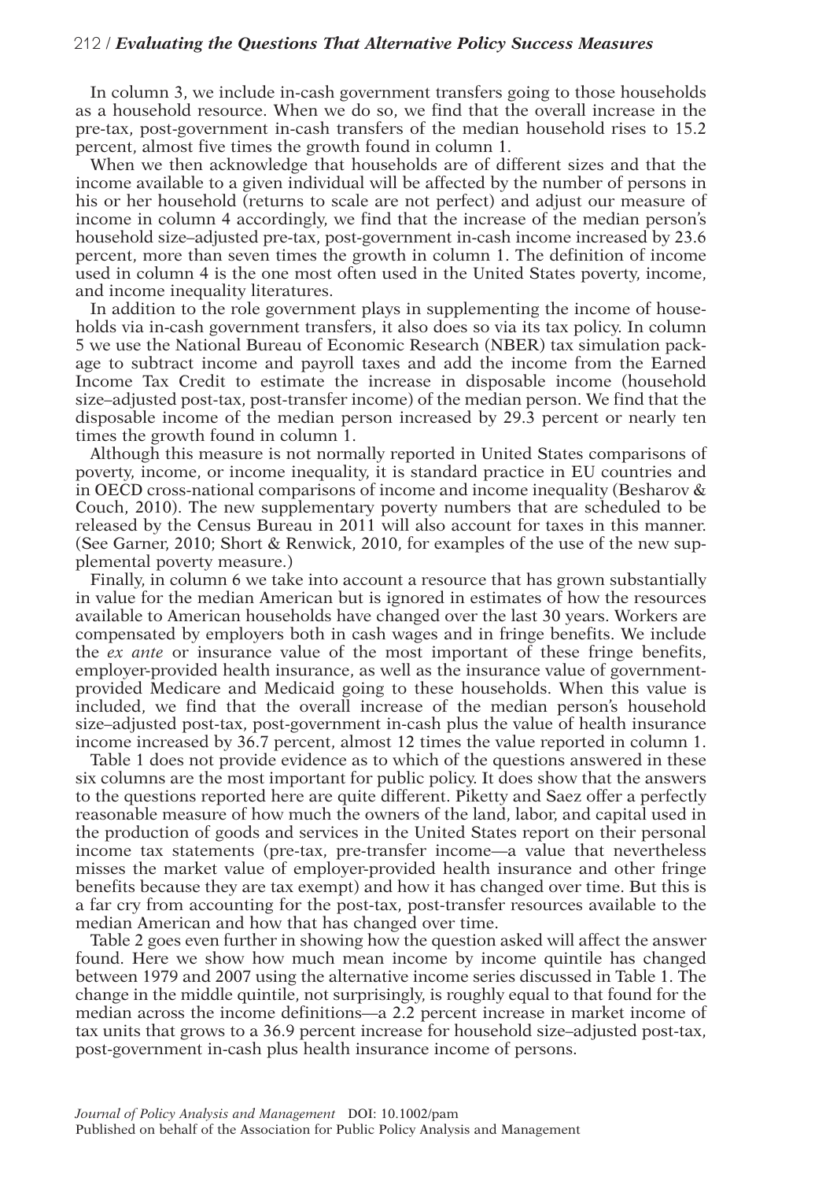In column 3, we include in-cash government transfers going to those households as a household resource. When we do so, we find that the overall increase in the pre-tax, post-government in-cash transfers of the median household rises to 15.2 percent, almost five times the growth found in column 1.

When we then acknowledge that households are of different sizes and that the income available to a given individual will be affected by the number of persons in his or her household (returns to scale are not perfect) and adjust our measure of income in column 4 accordingly, we find that the increase of the median person's household size–adjusted pre-tax, post-government in-cash income increased by 23.6 percent, more than seven times the growth in column 1. The definition of income used in column 4 is the one most often used in the United States poverty, income, and income inequality literatures.

In addition to the role government plays in supplementing the income of households via in-cash government transfers, it also does so via its tax policy. In column 5 we use the National Bureau of Economic Research (NBER) tax simulation package to subtract income and payroll taxes and add the income from the Earned Income Tax Credit to estimate the increase in disposable income (household size–adjusted post-tax, post-transfer income) of the median person. We find that the disposable income of the median person increased by 29.3 percent or nearly ten times the growth found in column 1.

Although this measure is not normally reported in United States comparisons of poverty, income, or income inequality, it is standard practice in EU countries and in OECD cross-national comparisons of income and income inequality (Besharov & Couch, 2010). The new supplementary poverty numbers that are scheduled to be released by the Census Bureau in 2011 will also account for taxes in this manner. (See Garner, 2010; Short & Renwick, 2010, for examples of the use of the new supplemental poverty measure.)

Finally, in column 6 we take into account a resource that has grown substantially in value for the median American but is ignored in estimates of how the resources available to American households have changed over the last 30 years. Workers are compensated by employers both in cash wages and in fringe benefits. We include the *ex ante* or insurance value of the most important of these fringe benefits, employer-provided health insurance, as well as the insurance value of government-provided Medicare and Medicaid going to these households. When this value is included, we find that the overall increase of the median person's household size–adjusted post-tax, post-government in-cash plus the value of health insurance income increased by 36.7 percent, almost 12 times the value reported in column 1.

Table 1 does not provide evidence as to which of the questions answered in these six columns are the most important for public policy. It does show that the answers to the questions reported here are quite different. Piketty and Saez offer a perfectly reasonable measure of how much the owners of the land, labor, and capital used in the production of goods and services in the United States report on their personal income tax statements (pre-tax, pre-transfer income—a value that nevertheless misses the market value of employer-provided health insurance and other fringe benefits because they are tax exempt) and how it has changed over time. But this is a far cry from accounting for the post-tax, post-transfer resources available to the median American and how that has changed over time.

Table 2 goes even further in showing how the question asked will affect the answer found. Here we show how much mean income by income quintile has changed between 1979 and 2007 using the alternative income series discussed in Table 1. The change in the middle quintile, not surprisingly, is roughly equal to that found for the median across the income definitions—a 2.2 percent increase in market income of tax units that grows to a 36.9 percent increase for household size–adjusted post-tax, post-government in-cash plus health insurance income of persons.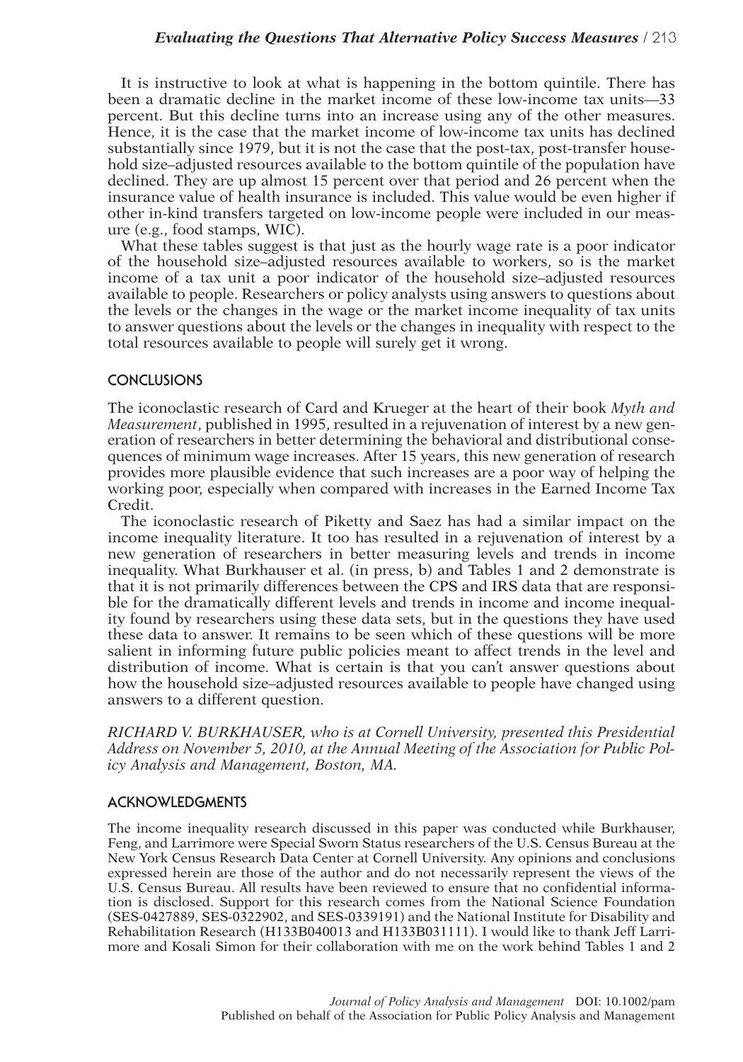It is instructive to look at what is happening in the bottom quintile. There has been a dramatic decline in the market income of these low-income tax units—33 percent. But this decline turns into an increase using any of the other measures. Hence, it is the case that the market income of low-income tax units has declined substantially since 1979, but it is not the case that the post-tax, post-transfer household size–adjusted resources available to the bottom quintile of the population have declined. They are up almost 15 percent over that period and 26 percent when the insurance value of health insurance is included. This value would be even higher if other in-kind transfers targeted on low-income people were included in our measure (e.g., food stamps, WIC).

What these tables suggest is that just as the hourly wage rate is a poor indicator of the household size–adjusted resources available to workers, so is the market income of a tax unit a poor indicator of the household size–adjusted resources available to people. Researchers or policy analysts using answers to questions about the levels or the changes in the wage or the market income inequality of tax units to answer questions about the levels or the changes in inequality with respect to the total resources available to people will surely get it wrong.

## CONCLUSIONS

The iconoclastic research of Card and Krueger at the heart of their book *Myth and Measurement*, published in 1995, resulted in a rejuvenation of interest by a new generation of researchers in better determining the behavioral and distributional consequences of minimum wage increases. After 15 years, this new generation of research provides more plausible evidence that such increases are a poor way of helping the working poor, especially when compared with increases in the Earned Income Tax Credit.

The iconoclastic research of Piketty and Saez has had a similar impact on the income inequality literature. It too has resulted in a rejuvenation of interest by a new generation of researchers in better measuring levels and trends in income inequality. What Burkhauser et al. (in press, b) and Tables 1 and 2 demonstrate is that it is not primarily differences between the CPS and IRS data that are responsible for the dramatically different levels and trends in income and income inequality found by researchers using these data sets, but in the questions they have used these data to answer. It remains to be seen which of these questions will be more salient in informing future public policies meant to affect trends in the level and distribution of income. What is certain is that you can't answer questions about how the household size–adjusted resources available to people have changed using answers to a different question.

*RICHARD V. BURKHAUSER, who is at Cornell University, presented this Presidential Address on November 5, 2010, at the Annual Meeting of the Association for Public Policy Analysis and Management, Boston, MA.*

## ACKNOWLEDGMENTS

The income inequality research discussed in this paper was conducted while Burkhauser, Feng, and Larrimore were Special Sworn Status researchers of the U.S. Census Bureau at the New York Census Research Data Center at Cornell University. Any opinions and conclusions expressed herein are those of the author and do not necessarily represent the views of the U.S. Census Bureau. All results have been reviewed to ensure that no confidential information is disclosed. Support for this research comes from the National Science Foundation (SES-0427889, SES-0322902, and SES-0339191) and the National Institute for Disability and Rehabilitation Research (H133B040013 and H133B031111). I would like to thank Jeff Larrimore and Kosali Simon for their collaboration with me on the work behind Tables 1 and 2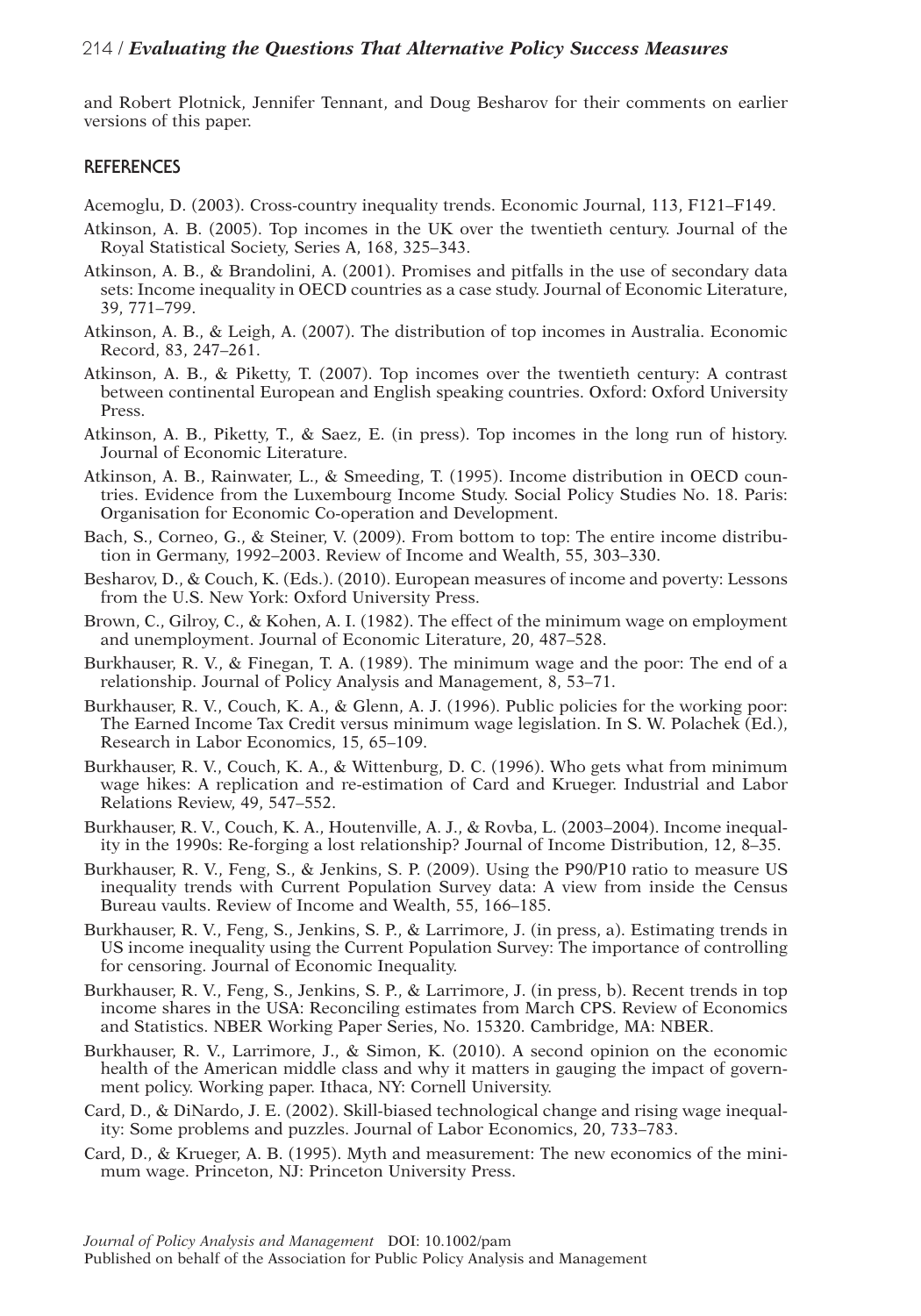and Robert Plotnick, Jennifer Tennant, and Doug Besharov for their comments on earlier versions of this paper.

## REFERENCES

Acemoglu, D. (2003). Cross-country inequality trends. Economic Journal, 113, F121–F149.

Atkinson, A. B. (2005). Top incomes in the UK over the twentieth century. Journal of the Royal Statistical Society, Series A, 168, 325–343.

Atkinson, A. B., & Brandolini, A. (2001). Promises and pitfalls in the use of secondary data sets: Income inequality in OECD countries as a case study. Journal of Economic Literature, 39, 771–799.

Atkinson, A. B., & Leigh, A. (2007). The distribution of top incomes in Australia. Economic Record, 83, 247–261.

Atkinson, A. B., & Piketty, T. (2007). Top incomes over the twentieth century: A contrast between continental European and English speaking countries. Oxford: Oxford University Press.

Atkinson, A. B., Piketty, T., & Saez, E. (in press). Top incomes in the long run of history. Journal of Economic Literature.

Atkinson, A. B., Rainwater, L., & Smeeding, T. (1995). Income distribution in OECD countries. Evidence from the Luxembourg Income Study. Social Policy Studies No. 18. Paris: Organisation for Economic Co-operation and Development.

Bach, S., Corneo, G., & Steiner, V. (2009). From bottom to top: The entire income distribution in Germany, 1992–2003. Review of Income and Wealth, 55, 303–330.

Besharov, D., & Couch, K. (Eds.). (2010). European measures of income and poverty: Lessons from the U.S. New York: Oxford University Press.

Brown, C., Gilroy, C., & Kohen, A. I. (1982). The effect of the minimum wage on employment and unemployment. Journal of Economic Literature, 20, 487–528.

Burkhauser, R. V., & Finegan, T. A. (1989). The minimum wage and the poor: The end of a relationship. Journal of Policy Analysis and Management, 8, 53–71.

Burkhauser, R. V., Couch, K. A., & Glenn, A. J. (1996). Public policies for the working poor: The Earned Income Tax Credit versus minimum wage legislation. In S. W. Polachek (Ed.), Research in Labor Economics, 15, 65–109.

Burkhauser, R. V., Couch, K. A., & Wittenburg, D. C. (1996). Who gets what from minimum wage hikes: A replication and re-estimation of Card and Krueger. Industrial and Labor Relations Review, 49, 547–552.

Burkhauser, R. V., Couch, K. A., Houtenville, A. J., & Rovba, L. (2003–2004). Income inequality in the 1990s: Re-forging a lost relationship? Journal of Income Distribution, 12, 8–35.

Burkhauser, R. V., Feng, S., & Jenkins, S. P. (2009). Using the P90/P10 ratio to measure US inequality trends with Current Population Survey data: A view from inside the Census Bureau vaults. Review of Income and Wealth, 55, 166–185.

Burkhauser, R. V., Feng, S., Jenkins, S. P., & Larrimore, J. (in press, a). Estimating trends in US income inequality using the Current Population Survey: The importance of controlling for censoring. Journal of Economic Inequality.

Burkhauser, R. V., Feng, S., Jenkins, S. P., & Larrimore, J. (in press, b). Recent trends in top income shares in the USA: Reconciling estimates from March CPS. Review of Economics and Statistics. NBER Working Paper Series, No. 15320. Cambridge, MA: NBER.

Burkhauser, R. V., Larrimore, J., & Simon, K. (2010). A second opinion on the economic health of the American middle class and why it matters in gauging the impact of government policy. Working paper. Ithaca, NY: Cornell University.

Card, D., & DiNardo, J. E. (2002). Skill-biased technological change and rising wage inequality: Some problems and puzzles. Journal of Labor Economics, 20, 733–783.

Card, D., & Krueger, A. B. (1995). Myth and measurement: The new economics of the minimum wage. Princeton, NJ: Princeton University Press.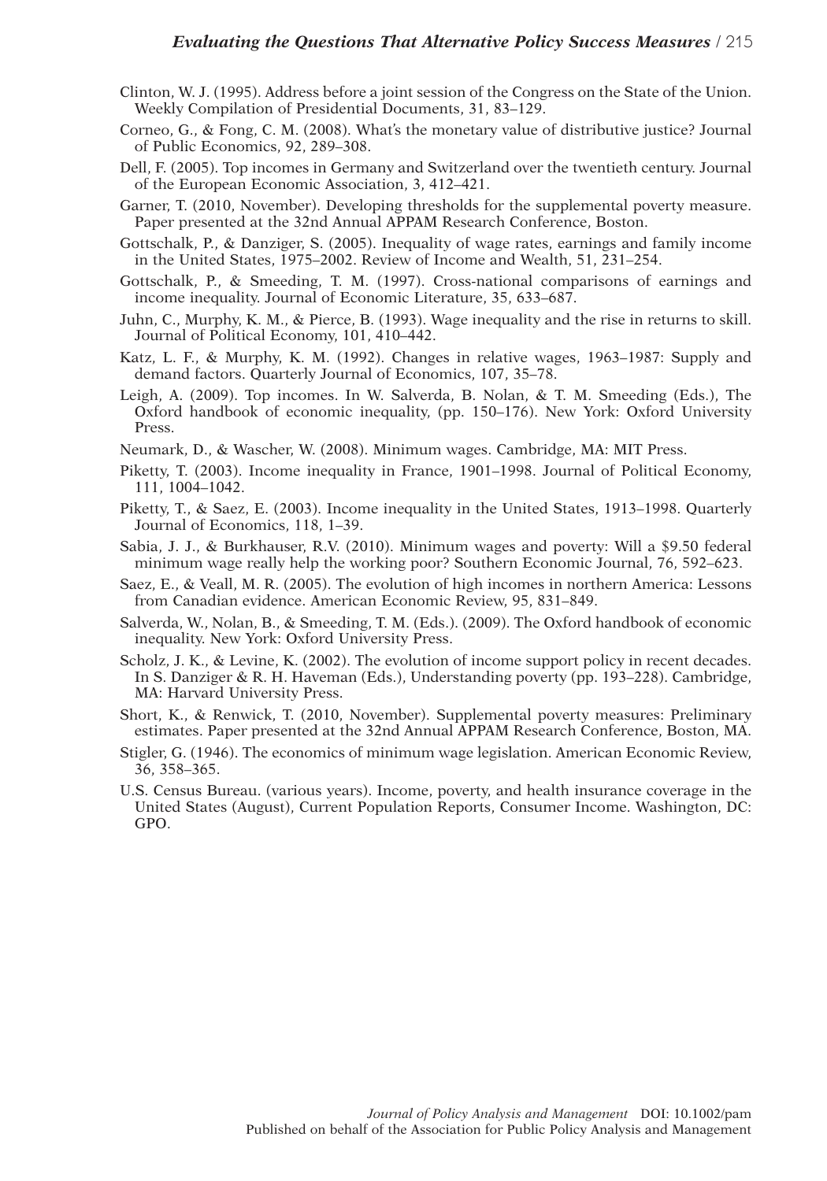Clinton, W. J. (1995). Address before a joint session of the Congress on the State of the Union. Weekly Compilation of Presidential Documents, 31, 83–129.

Corneo, G., & Fong, C. M. (2008). What's the monetary value of distributive justice? Journal of Public Economics, 92, 289–308.

Dell, F. (2005). Top incomes in Germany and Switzerland over the twentieth century. Journal of the European Economic Association, 3, 412–421.

Garner, T. (2010, November). Developing thresholds for the supplemental poverty measure. Paper presented at the 32nd Annual APPAM Research Conference, Boston.

Gottschalk, P., & Danziger, S. (2005). Inequality of wage rates, earnings and family income in the United States, 1975–2002. Review of Income and Wealth, 51, 231–254.

Gottschalk, P., & Smeeding, T. M. (1997). Cross-national comparisons of earnings and income inequality. Journal of Economic Literature, 35, 633–687.

Juhn, C., Murphy, K. M., & Pierce, B. (1993). Wage inequality and the rise in returns to skill. Journal of Political Economy, 101, 410–442.

Katz, L. F., & Murphy, K. M. (1992). Changes in relative wages, 1963–1987: Supply and demand factors. Quarterly Journal of Economics, 107, 35–78.

Leigh, A. (2009). Top incomes. In W. Salverda, B. Nolan, & T. M. Smeeding (Eds.), The Oxford handbook of economic inequality, (pp. 150–176). New York: Oxford University Press.

Neumark, D., & Wascher, W. (2008). Minimum wages. Cambridge, MA: MIT Press.

Piketty, T. (2003). Income inequality in France, 1901–1998. Journal of Political Economy, 111, 1004–1042.

Piketty, T., & Saez, E. (2003). Income inequality in the United States, 1913–1998. Quarterly Journal of Economics, 118, 1–39.

Sabia, J. J., & Burkhauser, R.V. (2010). Minimum wages and poverty: Will a $9.50 federal minimum wage really help the working poor? Southern Economic Journal, 76, 592–623.

Saez, E., & Veall, M. R. (2005). The evolution of high incomes in northern America: Lessons from Canadian evidence. American Economic Review, 95, 831–849.

Salverda, W., Nolan, B., & Smeeding, T. M. (Eds.). (2009). The Oxford handbook of economic inequality. New York: Oxford University Press.

Scholz, J. K., & Levine, K. (2002). The evolution of income support policy in recent decades. In S. Danziger & R. H. Haveman (Eds.), Understanding poverty (pp. 193–228). Cambridge, MA: Harvard University Press.

Short, K., & Renwick, T. (2010, November). Supplemental poverty measures: Preliminary estimates. Paper presented at the 32nd Annual APPAM Research Conference, Boston, MA.

Stigler, G. (1946). The economics of minimum wage legislation. American Economic Review, 36, 358–365.

U.S. Census Bureau. (various years). Income, poverty, and health insurance coverage in the United States (August), Current Population Reports, Consumer Income. Washington, DC: GPO.